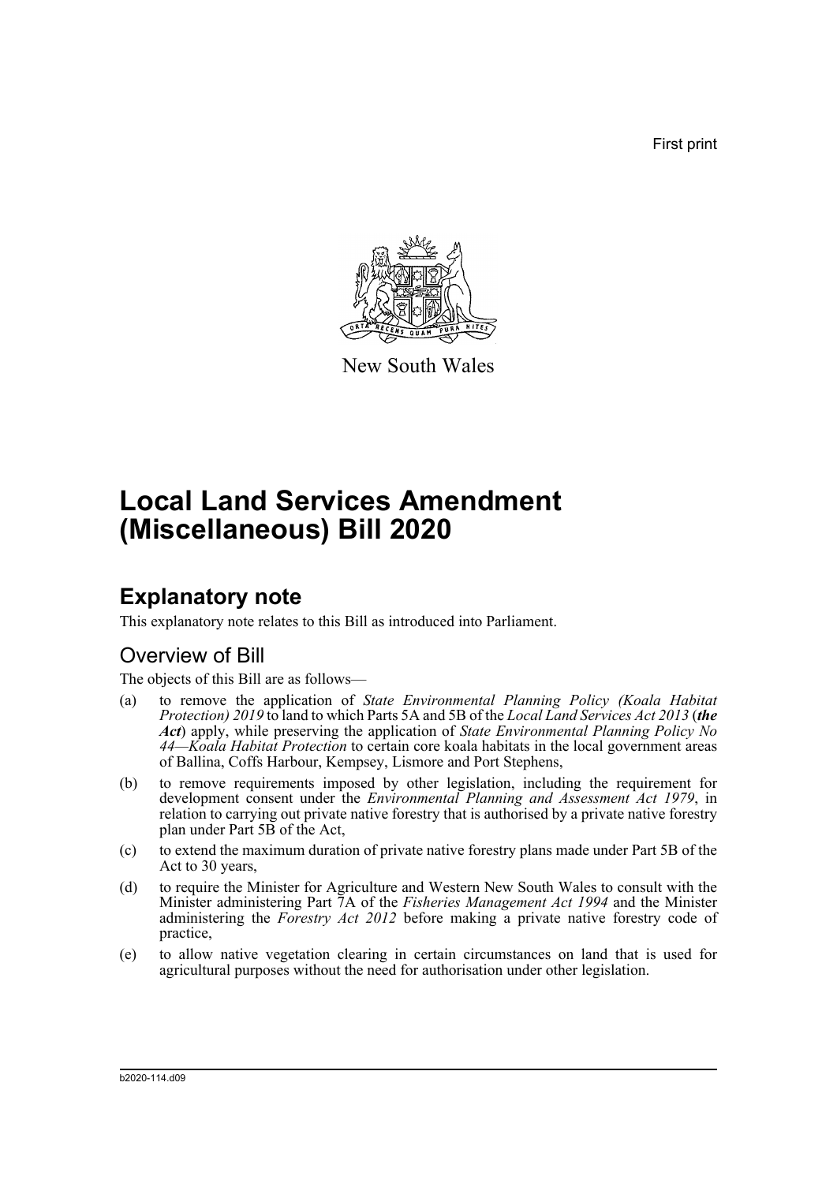First print

New South Wales

# Local Land Services Amendment (Miscellaneous) Bill 2020

## Explanatory note

This explanatory note relates to this Bill as introduced into Parliament.

### Overview of Bill

The objects of this Bill are as follows—

(a) to remove the application of *State Environmental Planning Policy (Koala Habitat Protection) 2019* to land to which Parts 5A and 5B of the *Local Land Services Act 2013* (***the Act***) apply, while preserving the application of *State Environmental Planning Policy No 44—Koala Habitat Protection* to certain core koala habitats in the local government areas of Ballina, Coffs Harbour, Kempsey, Lismore and Port Stephens,

(b) to remove requirements imposed by other legislation, including the requirement for development consent under the *Environmental Planning and Assessment Act 1979*, in relation to carrying out private native forestry that is authorised by a private native forestry plan under Part 5B of the Act,

(c) to extend the maximum duration of private native forestry plans made under Part 5B of the Act to 30 years,

(d) to require the Minister for Agriculture and Western New South Wales to consult with the Minister administering Part 7A of the *Fisheries Management Act 1994* and the Minister administering the *Forestry Act 2012* before making a private native forestry code of practice,

(e) to allow native vegetation clearing in certain circumstances on land that is used for agricultural purposes without the need for authorisation under other legislation.

b2020-114.d09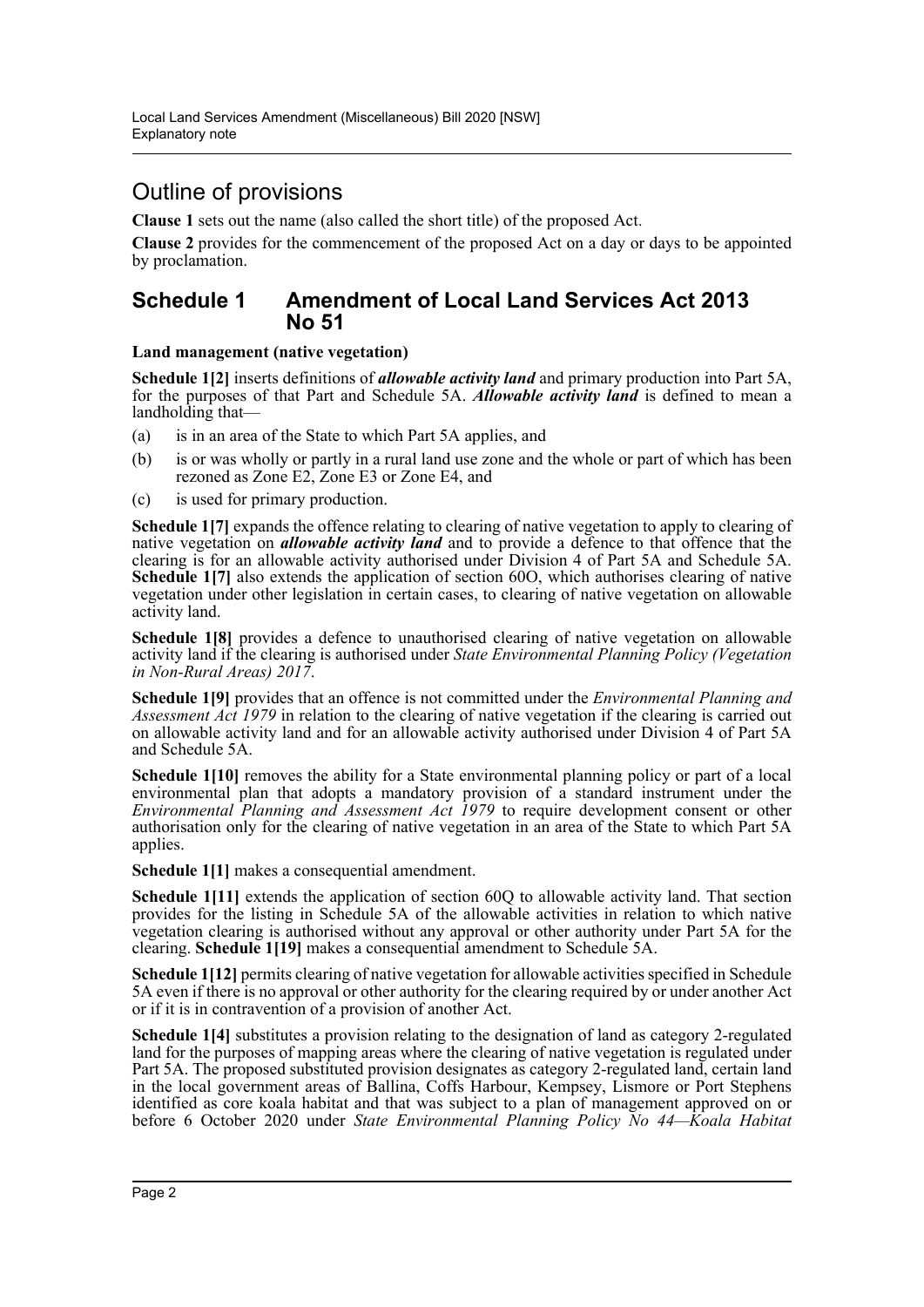# Outline of provisions

**Clause 1** sets out the name (also called the short title) of the proposed Act.

**Clause 2** provides for the commencement of the proposed Act on a day or days to be appointed by proclamation.

## Schedule 1 Amendment of Local Land Services Act 2013 No 51

**Land management (native vegetation)**

**Schedule 1[2]** inserts definitions of ***allowable activity land*** and primary production into Part 5A, for the purposes of that Part and Schedule 5A. ***Allowable activity land*** is defined to mean a landholding that—

(a) is in an area of the State to which Part 5A applies, and

(b) is or was wholly or partly in a rural land use zone and the whole or part of which has been rezoned as Zone E2, Zone E3 or Zone E4, and

(c) is used for primary production.

**Schedule 1[7]** expands the offence relating to clearing of native vegetation to apply to clearing of native vegetation on ***allowable activity land*** and to provide a defence to that offence that the clearing is for an allowable activity authorised under Division 4 of Part 5A and Schedule 5A. **Schedule 1[7]** also extends the application of section 60O, which authorises clearing of native vegetation under other legislation in certain cases, to clearing of native vegetation on allowable activity land.

**Schedule 1[8]** provides a defence to unauthorised clearing of native vegetation on allowable activity land if the clearing is authorised under *State Environmental Planning Policy (Vegetation in Non-Rural Areas) 2017*.

**Schedule 1[9]** provides that an offence is not committed under the *Environmental Planning and Assessment Act 1979* in relation to the clearing of native vegetation if the clearing is carried out on allowable activity land and for an allowable activity authorised under Division 4 of Part 5A and Schedule 5A.

**Schedule 1[10]** removes the ability for a State environmental planning policy or part of a local environmental plan that adopts a mandatory provision of a standard instrument under the *Environmental Planning and Assessment Act 1979* to require development consent or other authorisation only for the clearing of native vegetation in an area of the State to which Part 5A applies.

**Schedule 1[1]** makes a consequential amendment.

**Schedule 1[11]** extends the application of section 60Q to allowable activity land. That section provides for the listing in Schedule 5A of the allowable activities in relation to which native vegetation clearing is authorised without any approval or other authority under Part 5A for the clearing. **Schedule 1[19]** makes a consequential amendment to Schedule 5A.

**Schedule 1[12]** permits clearing of native vegetation for allowable activities specified in Schedule 5A even if there is no approval or other authority for the clearing required by or under another Act or if it is in contravention of a provision of another Act.

**Schedule 1[4]** substitutes a provision relating to the designation of land as category 2-regulated land for the purposes of mapping areas where the clearing of native vegetation is regulated under Part 5A. The proposed substituted provision designates as category 2-regulated land, certain land in the local government areas of Ballina, Coffs Harbour, Kempsey, Lismore or Port Stephens identified as core koala habitat and that was subject to a plan of management approved on or before 6 October 2020 under *State Environmental Planning Policy No 44—Koala Habitat*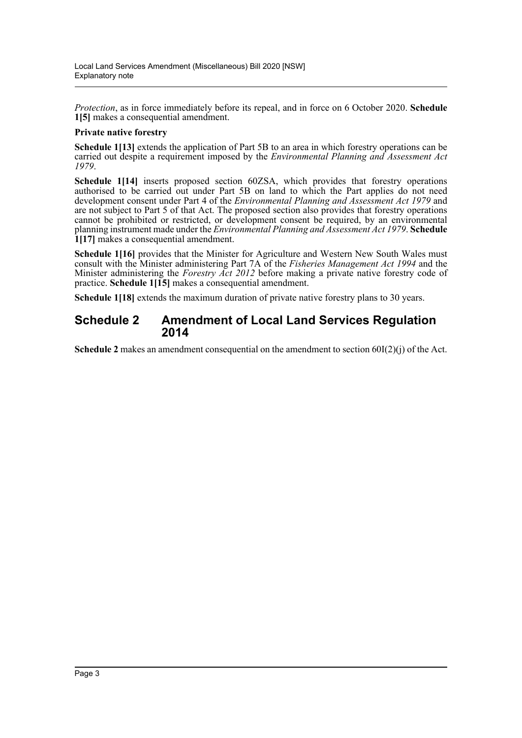*Protection*, as in force immediately before its repeal, and in force on 6 October 2020. **Schedule 1[5]** makes a consequential amendment.

**Private native forestry**

**Schedule 1[13]** extends the application of Part 5B to an area in which forestry operations can be carried out despite a requirement imposed by the *Environmental Planning and Assessment Act 1979*.

**Schedule 1[14]** inserts proposed section 60ZSA, which provides that forestry operations authorised to be carried out under Part 5B on land to which the Part applies do not need development consent under Part 4 of the *Environmental Planning and Assessment Act 1979* and are not subject to Part 5 of that Act. The proposed section also provides that forestry operations cannot be prohibited or restricted, or development consent be required, by an environmental planning instrument made under the *Environmental Planning and Assessment Act 1979*. **Schedule 1[17]** makes a consequential amendment.

**Schedule 1[16]** provides that the Minister for Agriculture and Western New South Wales must consult with the Minister administering Part 7A of the *Fisheries Management Act 1994* and the Minister administering the *Forestry Act 2012* before making a private native forestry code of practice. **Schedule 1[15]** makes a consequential amendment.

**Schedule 1[18]** extends the maximum duration of private native forestry plans to 30 years.

## Schedule 2 Amendment of Local Land Services Regulation 2014

**Schedule 2** makes an amendment consequential on the amendment to section 60I(2)(j) of the Act.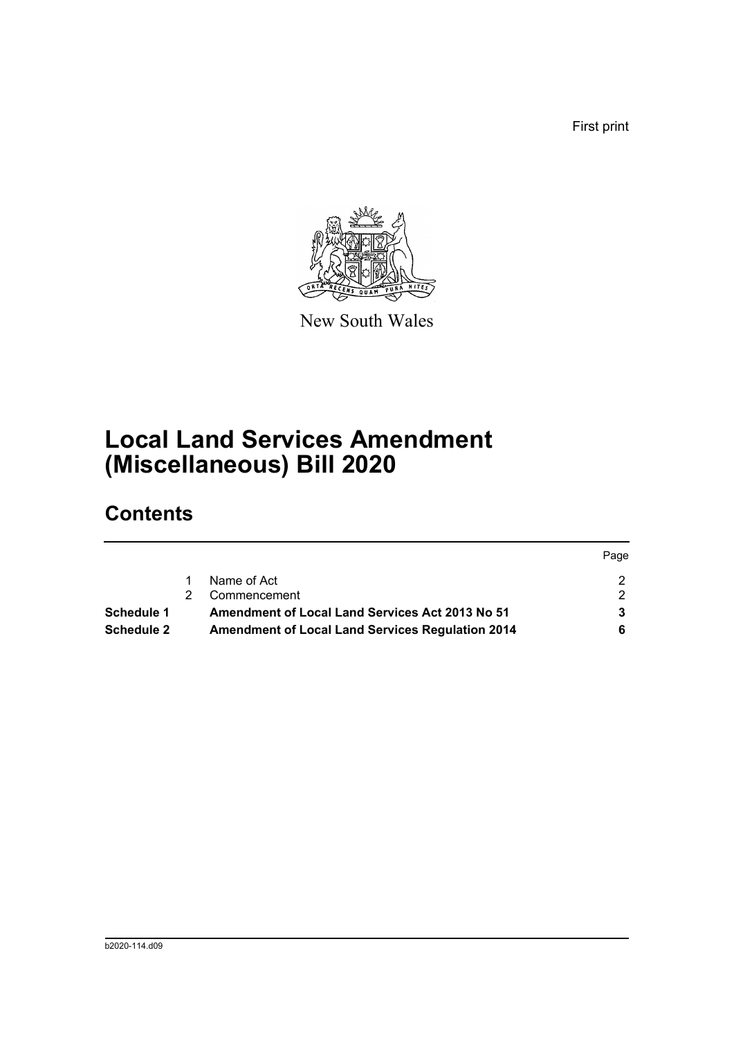First print

New South Wales

# Local Land Services Amendment (Miscellaneous) Bill 2020

## Contents

| | | | Page |
|---|---|---|---|
| | 1 | Name of Act | 2 |
| | 2 | Commencement | 2 |
| **Schedule 1** | | **Amendment of Local Land Services Act 2013 No 51** | **3** |
| **Schedule 2** | | **Amendment of Local Land Services Regulation 2014** | **6** |

b2020-114.d09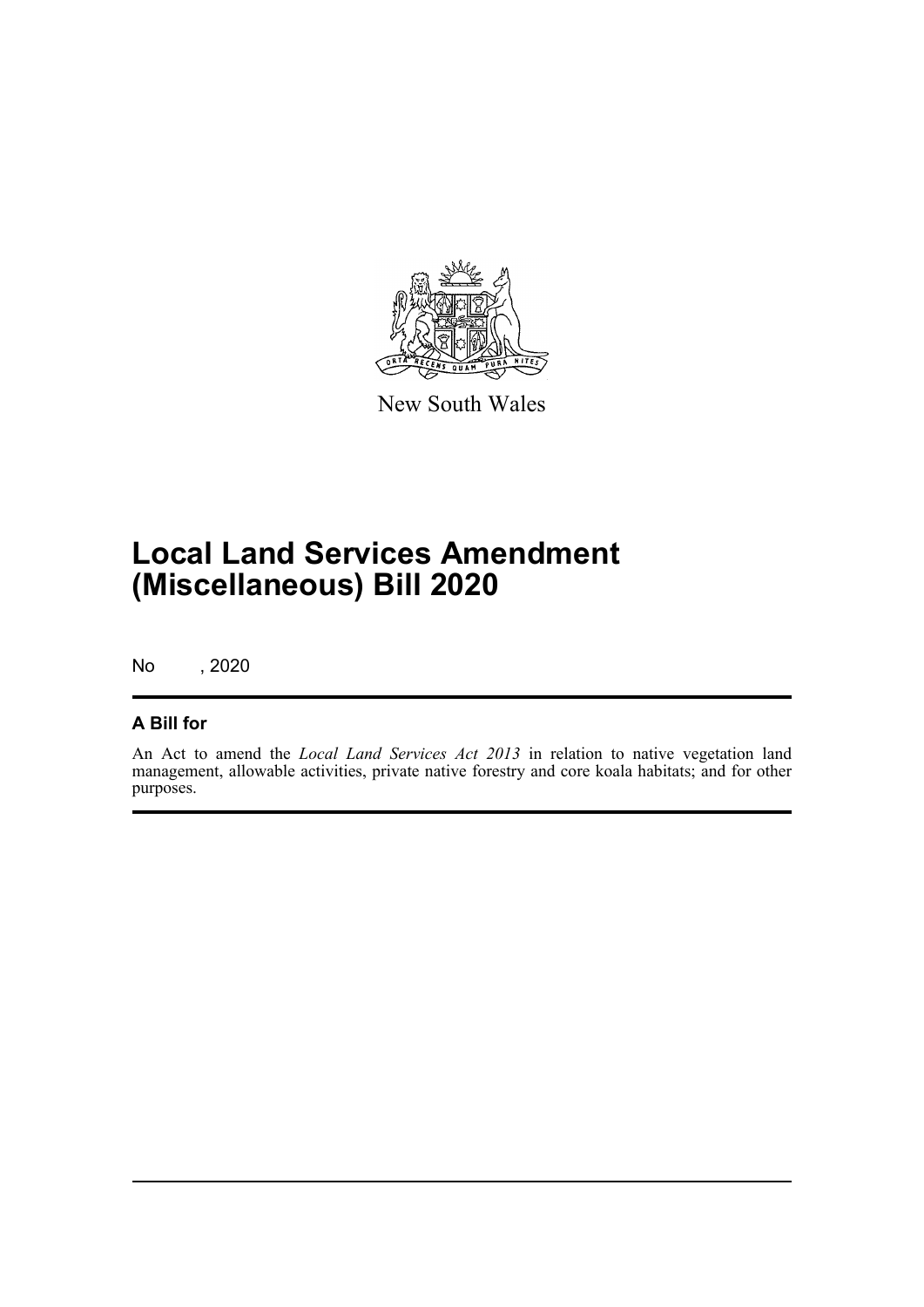New South Wales

# Local Land Services Amendment (Miscellaneous) Bill 2020

No , 2020

## A Bill for

An Act to amend the *Local Land Services Act 2013* in relation to native vegetation land management, allowable activities, private native forestry and core koala habitats; and for other purposes.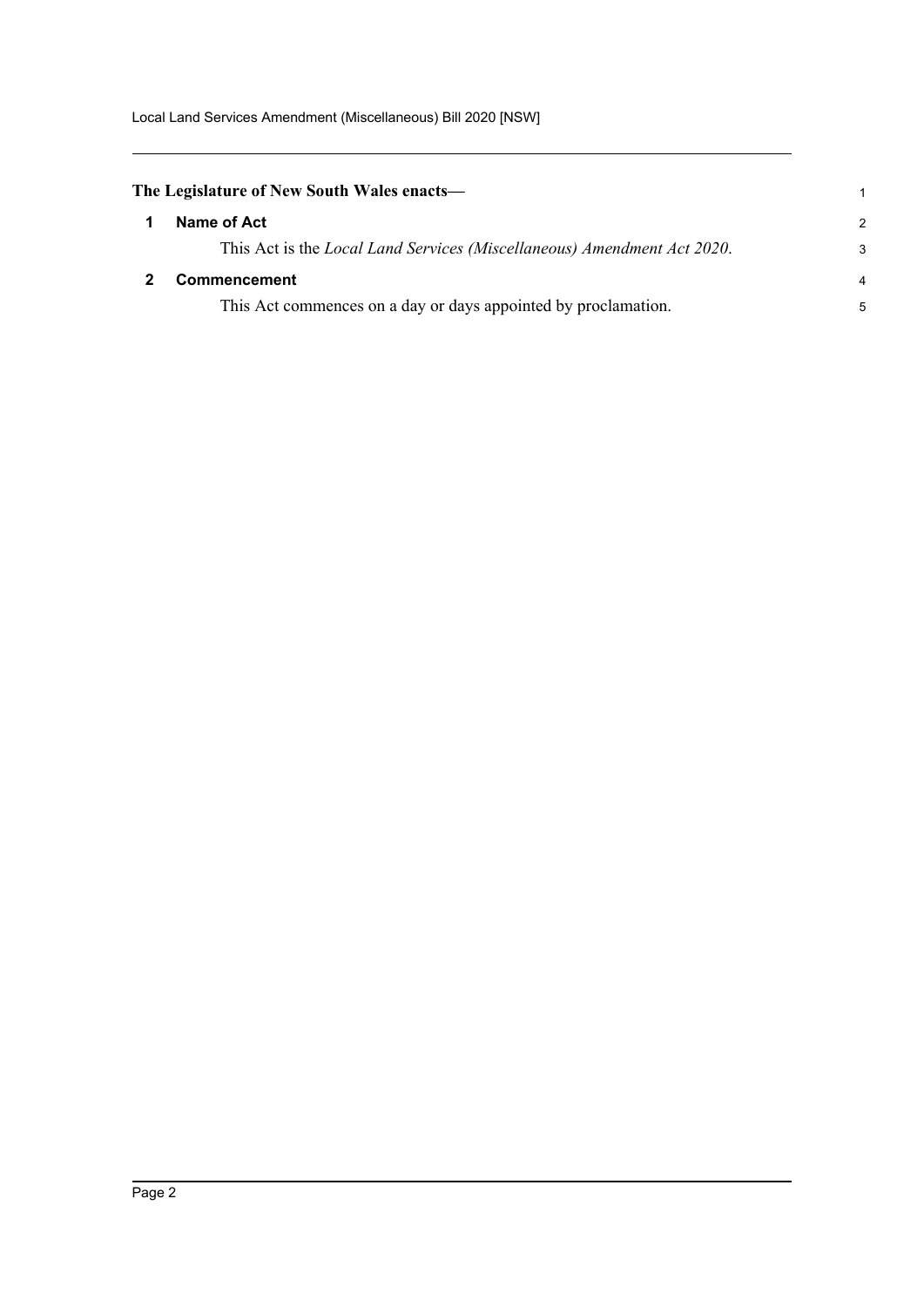**The Legislature of New South Wales enacts—**

## 1 Name of Act

This Act is the *Local Land Services (Miscellaneous) Amendment Act 2020*.

## 2 Commencement

This Act commences on a day or days appointed by proclamation.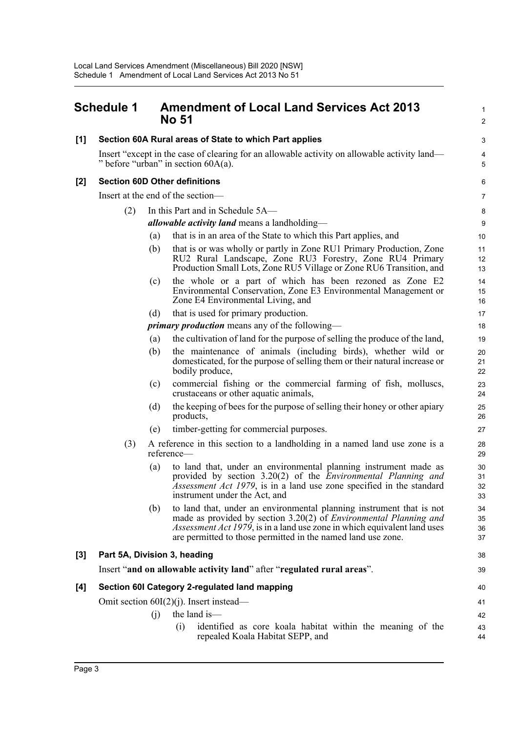## Schedule 1 Amendment of Local Land Services Act 2013 No 51

### [1] Section 60A Rural areas of State to which Part applies

Insert "except in the case of clearing for an allowable activity on allowable activity land—" before "urban" in section 60A(a).

### [2] Section 60D Other definitions

Insert at the end of the section—

(2) In this Part and in Schedule 5A—

***allowable activity land*** means a landholding—

(a) that is in an area of the State to which this Part applies, and

(b) that is or was wholly or partly in Zone RU1 Primary Production, Zone RU2 Rural Landscape, Zone RU3 Forestry, Zone RU4 Primary Production Small Lots, Zone RU5 Village or Zone RU6 Transition, and

(c) the whole or a part of which has been rezoned as Zone E2 Environmental Conservation, Zone E3 Environmental Management or Zone E4 Environmental Living, and

(d) that is used for primary production.

***primary production*** means any of the following—

(a) the cultivation of land for the purpose of selling the produce of the land,

(b) the maintenance of animals (including birds), whether wild or domesticated, for the purpose of selling them or their natural increase or bodily produce,

(c) commercial fishing or the commercial farming of fish, molluscs, crustaceans or other aquatic animals,

(d) the keeping of bees for the purpose of selling their honey or other apiary products,

(e) timber-getting for commercial purposes.

(3) A reference in this section to a landholding in a named land use zone is a reference—

(a) to land that, under an environmental planning instrument made as provided by section 3.20(2) of the *Environmental Planning and Assessment Act 1979*, is in a land use zone specified in the standard instrument under the Act, and

(b) to land that, under an environmental planning instrument that is not made as provided by section 3.20(2) of *Environmental Planning and Assessment Act 1979*, is in a land use zone in which equivalent land uses are permitted to those permitted in the named land use zone.

### [3] Part 5A, Division 3, heading

Insert "**and on allowable activity land**" after "**regulated rural areas**".

### [4] Section 60I Category 2-regulated land mapping

Omit section 60I(2)(j). Insert instead—

(j) the land is—

(i) identified as core koala habitat within the meaning of the repealed Koala Habitat SEPP, and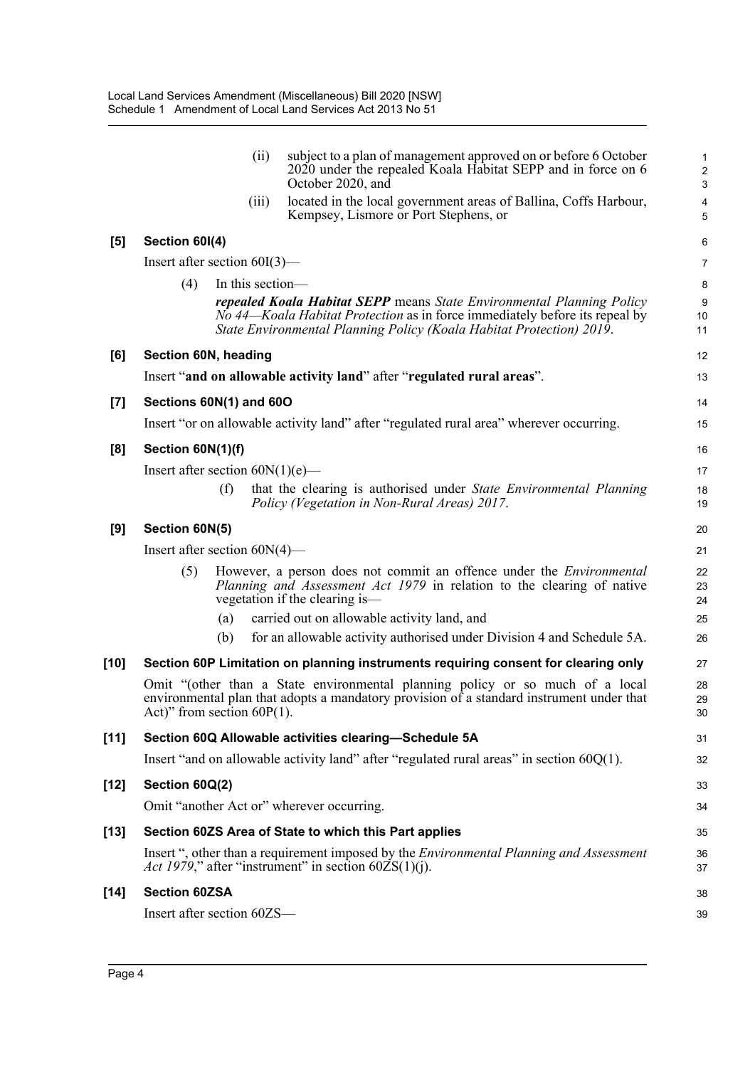(ii) subject to a plan of management approved on or before 6 October 2020 under the repealed Koala Habitat SEPP and in force on 6 October 2020, and

(iii) located in the local government areas of Ballina, Coffs Harbour, Kempsey, Lismore or Port Stephens, or

**[5] Section 60I(4)**

Insert after section 60I(3)—

(4) In this section—

***repealed Koala Habitat SEPP*** means *State Environmental Planning Policy No 44—Koala Habitat Protection* as in force immediately before its repeal by *State Environmental Planning Policy (Koala Habitat Protection) 2019*.

**[6] Section 60N, heading**

Insert "**and on allowable activity land**" after "**regulated rural areas**".

**[7] Sections 60N(1) and 60O**

Insert "or on allowable activity land" after "regulated rural area" wherever occurring.

**[8] Section 60N(1)(f)**

Insert after section 60N(1)(e)—

(f) that the clearing is authorised under *State Environmental Planning Policy (Vegetation in Non-Rural Areas) 2017*.

**[9] Section 60N(5)**

Insert after section 60N(4)—

(5) However, a person does not commit an offence under the *Environmental Planning and Assessment Act 1979* in relation to the clearing of native vegetation if the clearing is—

(a) carried out on allowable activity land, and

(b) for an allowable activity authorised under Division 4 and Schedule 5A.

**[10] Section 60P Limitation on planning instruments requiring consent for clearing only**

Omit "(other than a State environmental planning policy or so much of a local environmental plan that adopts a mandatory provision of a standard instrument under that Act)" from section 60P(1).

**[11] Section 60Q Allowable activities clearing—Schedule 5A**

Insert "and on allowable activity land" after "regulated rural areas" in section 60Q(1).

**[12] Section 60Q(2)**

Omit "another Act or" wherever occurring.

**[13] Section 60ZS Area of State to which this Part applies**

Insert ", other than a requirement imposed by the *Environmental Planning and Assessment Act 1979*," after "instrument" in section 60ZS(1)(j).

**[14] Section 60ZSA**

Insert after section 60ZS—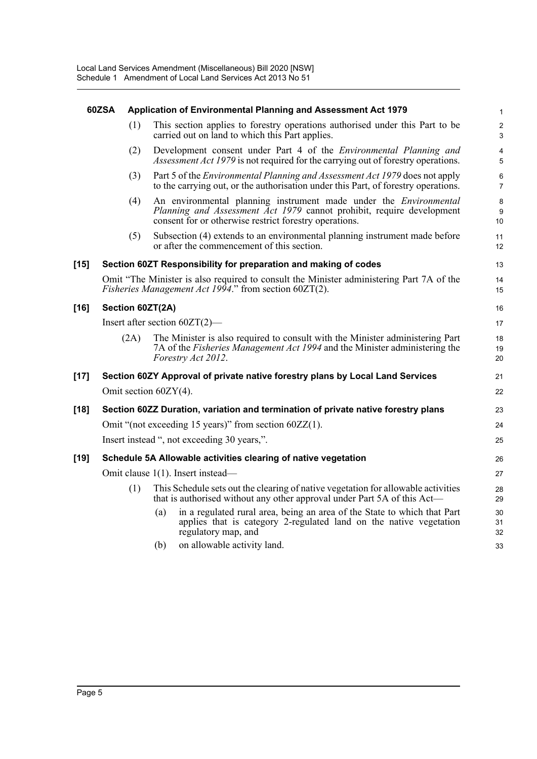**60ZSA Application of Environmental Planning and Assessment Act 1979**

(1) This section applies to forestry operations authorised under this Part to be carried out on land to which this Part applies.

(2) Development consent under Part 4 of the *Environmental Planning and Assessment Act 1979* is not required for the carrying out of forestry operations.

(3) Part 5 of the *Environmental Planning and Assessment Act 1979* does not apply to the carrying out, or the authorisation under this Part, of forestry operations.

(4) An environmental planning instrument made under the *Environmental Planning and Assessment Act 1979* cannot prohibit, require development consent for or otherwise restrict forestry operations.

(5) Subsection (4) extends to an environmental planning instrument made before or after the commencement of this section.

### [15] Section 60ZT Responsibility for preparation and making of codes

Omit "The Minister is also required to consult the Minister administering Part 7A of the *Fisheries Management Act 1994*." from section 60ZT(2).

### [16] Section 60ZT(2A)

Insert after section 60ZT(2)—

(2A) The Minister is also required to consult with the Minister administering Part 7A of the *Fisheries Management Act 1994* and the Minister administering the *Forestry Act 2012*.

### [17] Section 60ZY Approval of private native forestry plans by Local Land Services

Omit section 60ZY(4).

### [18] Section 60ZZ Duration, variation and termination of private native forestry plans

Omit "(not exceeding 15 years)" from section 60ZZ(1).

Insert instead ", not exceeding 30 years,".

### [19] Schedule 5A Allowable activities clearing of native vegetation

Omit clause 1(1). Insert instead—

(1) This Schedule sets out the clearing of native vegetation for allowable activities that is authorised without any other approval under Part 5A of this Act—

(a) in a regulated rural area, being an area of the State to which that Part applies that is category 2-regulated land on the native vegetation regulatory map, and

(b) on allowable activity land.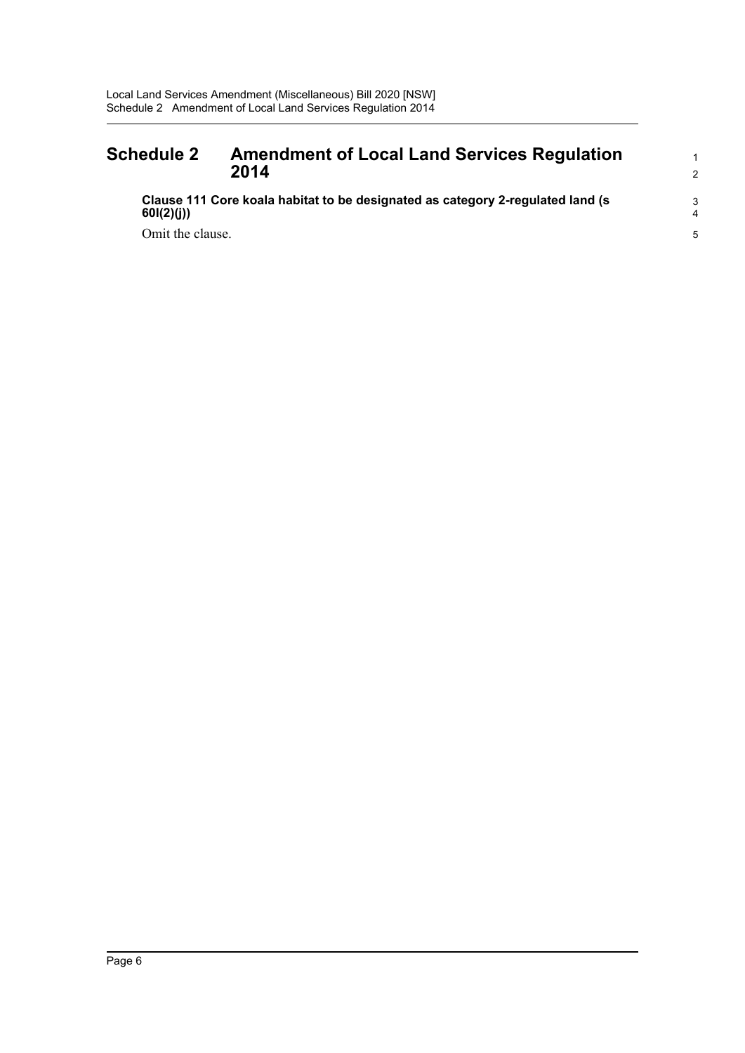# Schedule 2 Amendment of Local Land Services Regulation 2014

### Clause 111 Core koala habitat to be designated as category 2-regulated land (s 60I(2)(j))

Omit the clause.